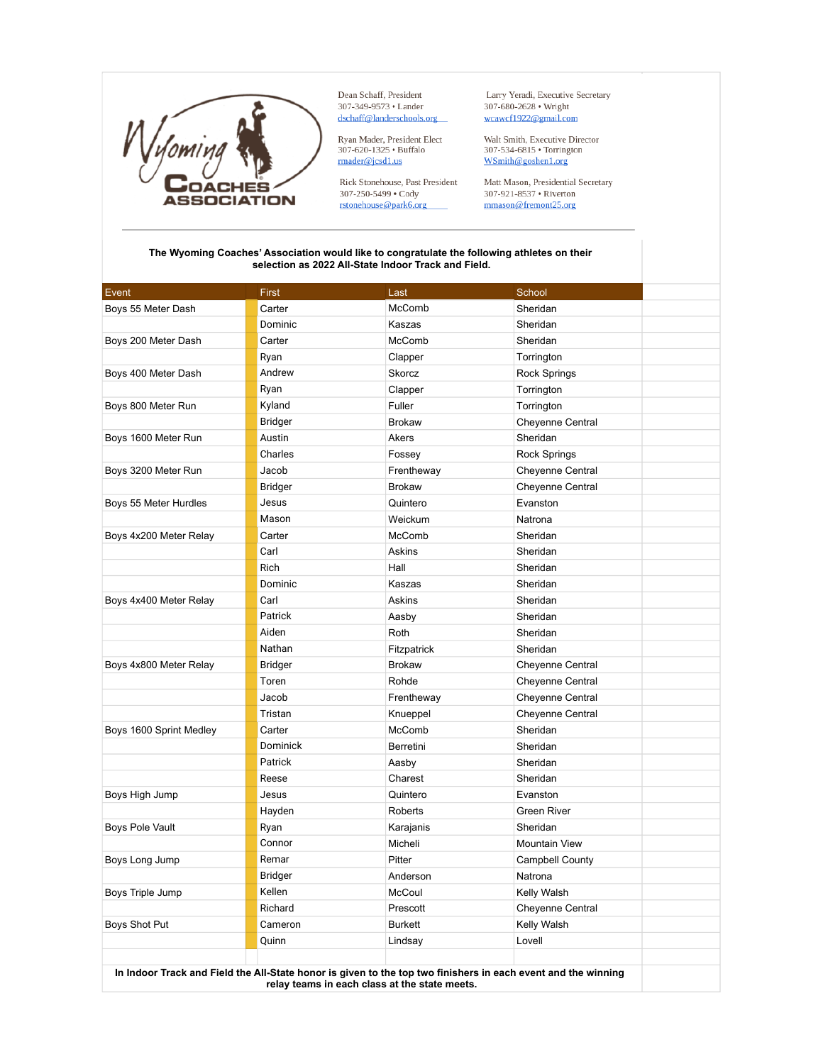Wyoming Coaches Association

Dean Schaff, President
307-349-9573 • Lander
dschaff@landerschools.org

Ryan Mader, President Elect
307-620-1325 • Buffalo
rmader@jcsd1.us

Rick Stonehouse, Past President
307-250-5499 • Cody
rstonehouse@park6.org

Larry Yeradi, Executive Secretary
307-680-2628 • Wright
wcawcf1922@gmail.com

Walt Smith, Executive Director
307-534-6815 • Torrington
WSmith@goshen1.org

Matt Mason, Presidential Secretary
307-921-8537 • Riverton
mmason@fremont25.org

---

**The Wyoming Coaches' Association would like to congratulate the following athletes on their selection as 2022 All-State Indoor Track and Field.**

| Event | First | Last | School |
|---|---|---|---|
| Boys 55 Meter Dash | Carter | McComb | Sheridan |
| | Dominic | Kaszas | Sheridan |
| Boys 200 Meter Dash | Carter | McComb | Sheridan |
| | Ryan | Clapper | Torrington |
| Boys 400 Meter Dash | Andrew | Skorcz | Rock Springs |
| | Ryan | Clapper | Torrington |
| Boys 800 Meter Run | Kyland | Fuller | Torrington |
| | Bridger | Brokaw | Cheyenne Central |
| Boys 1600 Meter Run | Austin | Akers | Sheridan |
| | Charles | Fossey | Rock Springs |
| Boys 3200 Meter Run | Jacob | Frentheway | Cheyenne Central |
| | Bridger | Brokaw | Cheyenne Central |
| Boys 55 Meter Hurdles | Jesus | Quintero | Evanston |
| | Mason | Weickum | Natrona |
| Boys 4x200 Meter Relay | Carter | McComb | Sheridan |
| | Carl | Askins | Sheridan |
| | Rich | Hall | Sheridan |
| | Dominic | Kaszas | Sheridan |
| Boys 4x400 Meter Relay | Carl | Askins | Sheridan |
| | Patrick | Aasby | Sheridan |
| | Aiden | Roth | Sheridan |
| | Nathan | Fitzpatrick | Sheridan |
| Boys 4x800 Meter Relay | Bridger | Brokaw | Cheyenne Central |
| | Toren | Rohde | Cheyenne Central |
| | Jacob | Frentheway | Cheyenne Central |
| | Tristan | Knueppel | Cheyenne Central |
| Boys 1600 Sprint Medley | Carter | McComb | Sheridan |
| | Dominick | Berretini | Sheridan |
| | Patrick | Aasby | Sheridan |
| | Reese | Charest | Sheridan |
| Boys High Jump | Jesus | Quintero | Evanston |
| | Hayden | Roberts | Green River |
| Boys Pole Vault | Ryan | Karajanis | Sheridan |
| | Connor | Micheli | Mountain View |
| Boys Long Jump | Remar | Pitter | Campbell County |
| | Bridger | Anderson | Natrona |
| Boys Triple Jump | Kellen | McCoul | Kelly Walsh |
| | Richard | Prescott | Cheyenne Central |
| Boys Shot Put | Cameron | Burkett | Kelly Walsh |
| | Quinn | Lindsay | Lovell |

**In Indoor Track and Field the All-State honor is given to the top two finishers in each event and the winning relay teams in each class at the state meets.**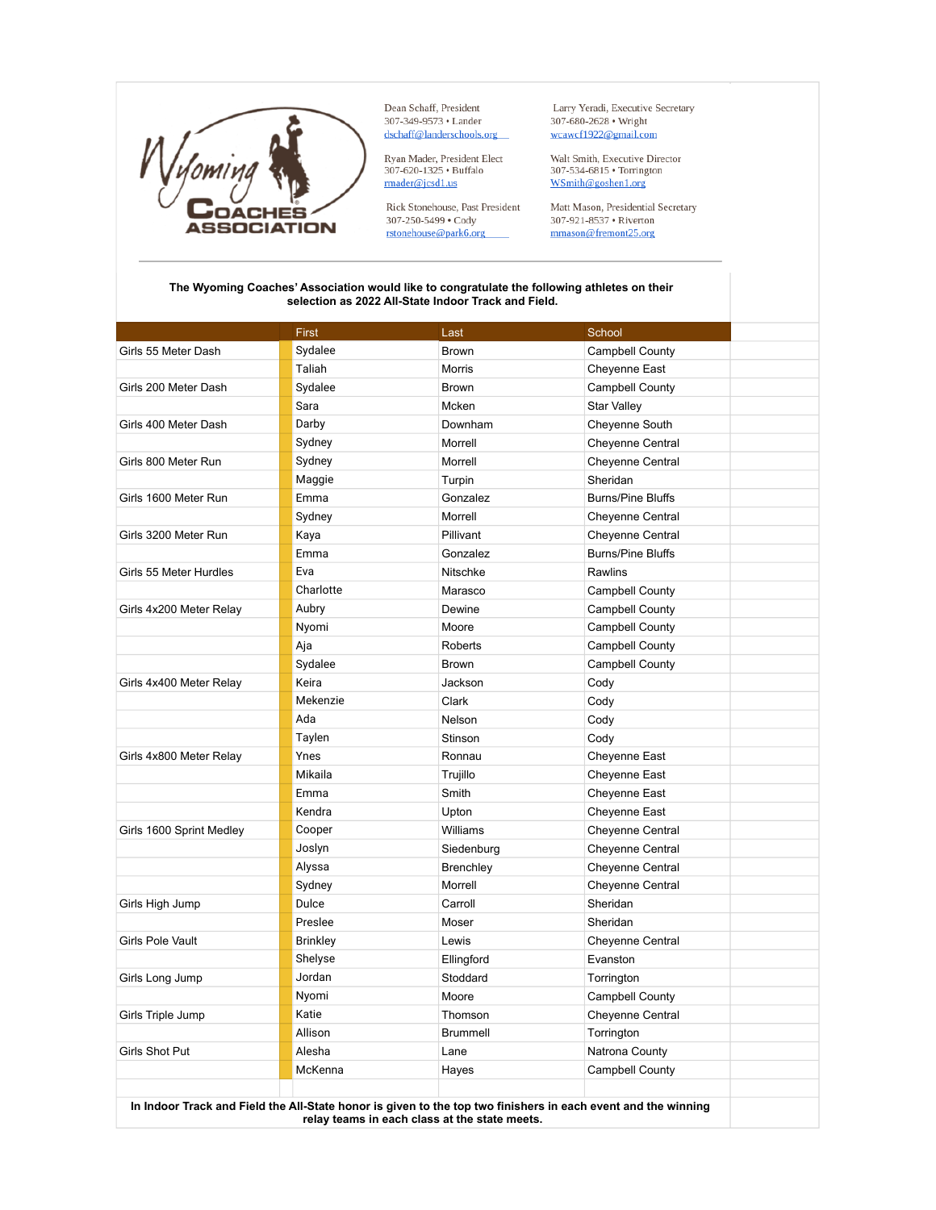Dean Schaff, President
307-349-9573 • Lander
dschaff@landerschools.org

Larry Yeradi, Executive Secretary
307-680-2628 • Wright
wcawcf1922@gmail.com

Ryan Mader, President Elect
307-620-1325 • Buffalo
rmader@jcsd1.us

Walt Smith, Executive Director
307-534-6815 • Torrington
WSmith@goshen1.org

Rick Stonehouse, Past President
307-250-5499 • Cody
rstonehouse@park6.org

Matt Mason, Presidential Secretary
307-921-8537 • Riverton
mmason@fremont25.org

**The Wyoming Coaches' Association would like to congratulate the following athletes on their selection as 2022 All-State Indoor Track and Field.**

| | First | Last | School |
|---|---|---|---|
| Girls 55 Meter Dash | Sydalee | Brown | Campbell County |
| | Taliah | Morris | Cheyenne East |
| Girls 200 Meter Dash | Sydalee | Brown | Campbell County |
| | Sara | Mcken | Star Valley |
| Girls 400 Meter Dash | Darby | Downham | Cheyenne South |
| | Sydney | Morrell | Cheyenne Central |
| Girls 800 Meter Run | Sydney | Morrell | Cheyenne Central |
| | Maggie | Turpin | Sheridan |
| Girls 1600 Meter Run | Emma | Gonzalez | Burns/Pine Bluffs |
| | Sydney | Morrell | Cheyenne Central |
| Girls 3200 Meter Run | Kaya | Pillivant | Cheyenne Central |
| | Emma | Gonzalez | Burns/Pine Bluffs |
| Girls 55 Meter Hurdles | Eva | Nitschke | Rawlins |
| | Charlotte | Marasco | Campbell County |
| Girls 4x200 Meter Relay | Aubry | Dewine | Campbell County |
| | Nyomi | Moore | Campbell County |
| | Aja | Roberts | Campbell County |
| | Sydalee | Brown | Campbell County |
| Girls 4x400 Meter Relay | Keira | Jackson | Cody |
| | Mekenzie | Clark | Cody |
| | Ada | Nelson | Cody |
| | Taylen | Stinson | Cody |
| Girls 4x800 Meter Relay | Ynes | Ronnau | Cheyenne East |
| | Mikaila | Trujillo | Cheyenne East |
| | Emma | Smith | Cheyenne East |
| | Kendra | Upton | Cheyenne East |
| Girls 1600 Sprint Medley | Cooper | Williams | Cheyenne Central |
| | Joslyn | Siedenburg | Cheyenne Central |
| | Alyssa | Brenchley | Cheyenne Central |
| | Sydney | Morrell | Cheyenne Central |
| Girls High Jump | Dulce | Carroll | Sheridan |
| | Preslee | Moser | Sheridan |
| Girls Pole Vault | Brinkley | Lewis | Cheyenne Central |
| | Shelyse | Ellingford | Evanston |
| Girls Long Jump | Jordan | Stoddard | Torrington |
| | Nyomi | Moore | Campbell County |
| Girls Triple Jump | Katie | Thomson | Cheyenne Central |
| | Allison | Brummell | Torrington |
| Girls Shot Put | Alesha | Lane | Natrona County |
| | McKenna | Hayes | Campbell County |

**In Indoor Track and Field the All-State honor is given to the top two finishers in each event and the winning relay teams in each class at the state meets.**